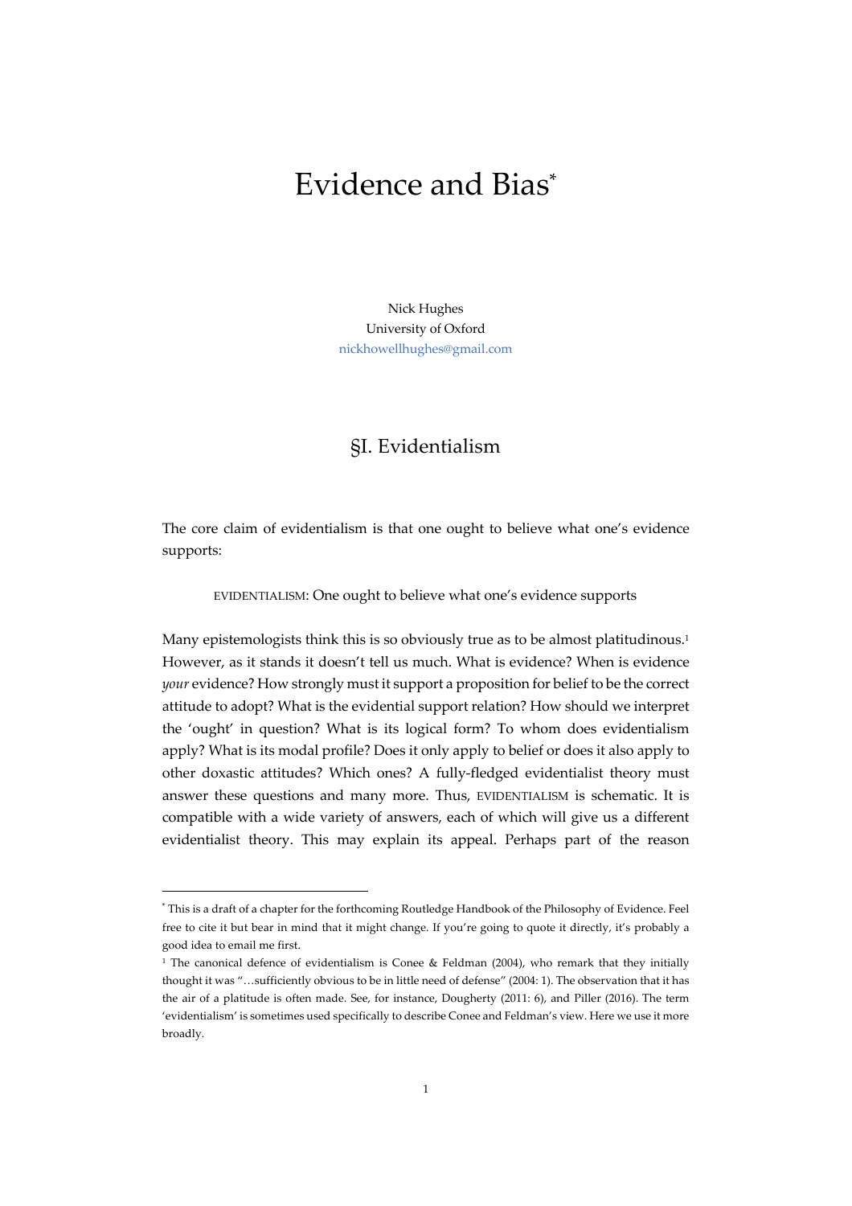# Evidence and Bias*

Nick Hughes
University of Oxford
nickhowellhughes@gmail.com

## §I. Evidentialism

The core claim of evidentialism is that one ought to believe what one's evidence supports:

> EVIDENTIALISM: One ought to believe what one's evidence supports

Many epistemologists think this is so obviously true as to be almost platitudinous.[1] However, as it stands it doesn't tell us much. What is evidence? When is evidence *your* evidence? How strongly must it support a proposition for belief to be the correct attitude to adopt? What is the evidential support relation? How should we interpret the 'ought' in question? What is its logical form? To whom does evidentialism apply? What is its modal profile? Does it only apply to belief or does it also apply to other doxastic attitudes? Which ones? A fully-fledged evidentialist theory must answer these questions and many more. Thus, EVIDENTIALISM is schematic. It is compatible with a wide variety of answers, each of which will give us a different evidentialist theory. This may explain its appeal. Perhaps part of the reason

---

\* This is a draft of a chapter for the forthcoming Routledge Handbook of the Philosophy of Evidence. Feel free to cite it but bear in mind that it might change. If you're going to quote it directly, it's probably a good idea to email me first.

[1] The canonical defence of evidentialism is Conee & Feldman (2004), who remark that they initially thought it was "…sufficiently obvious to be in little need of defense" (2004: 1). The observation that it has the air of a platitude is often made. See, for instance, Dougherty (2011: 6), and Piller (2016). The term 'evidentialism' is sometimes used specifically to describe Conee and Feldman's view. Here we use it more broadly.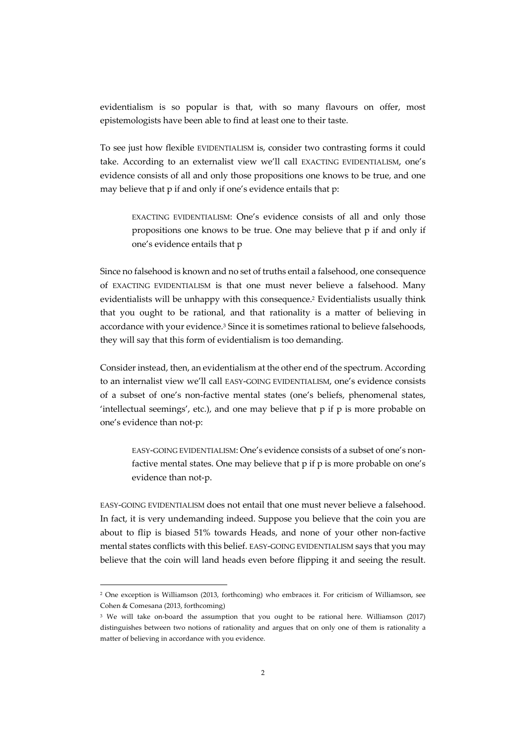evidentialism is so popular is that, with so many flavours on offer, most epistemologists have been able to find at least one to their taste.

To see just how flexible EVIDENTIALISM is, consider two contrasting forms it could take. According to an externalist view we'll call EXACTING EVIDENTIALISM, one's evidence consists of all and only those propositions one knows to be true, and one may believe that p if and only if one's evidence entails that p:

> EXACTING EVIDENTIALISM: One's evidence consists of all and only those propositions one knows to be true. One may believe that p if and only if one's evidence entails that p

Since no falsehood is known and no set of truths entail a falsehood, one consequence of EXACTING EVIDENTIALISM is that one must never believe a falsehood. Many evidentialists will be unhappy with this consequence.[2] Evidentialists usually think that you ought to be rational, and that rationality is a matter of believing in accordance with your evidence.[3] Since it is sometimes rational to believe falsehoods, they will say that this form of evidentialism is too demanding.

Consider instead, then, an evidentialism at the other end of the spectrum. According to an internalist view we'll call EASY-GOING EVIDENTIALISM, one's evidence consists of a subset of one's non-factive mental states (one's beliefs, phenomenal states, 'intellectual seemings', etc.), and one may believe that p if p is more probable on one's evidence than not-p:

> EASY-GOING EVIDENTIALISM: One's evidence consists of a subset of one's non-factive mental states. One may believe that p if p is more probable on one's evidence than not-p.

EASY-GOING EVIDENTIALISM does not entail that one must never believe a falsehood. In fact, it is very undemanding indeed. Suppose you believe that the coin you are about to flip is biased 51% towards Heads, and none of your other non-factive mental states conflicts with this belief. EASY-GOING EVIDENTIALISM says that you may believe that the coin will land heads even before flipping it and seeing the result.

---

[2] One exception is Williamson (2013, forthcoming) who embraces it. For criticism of Williamson, see Cohen & Comesana (2013, forthcoming)

[3] We will take on-board the assumption that you ought to be rational here. Williamson (2017) distinguishes between two notions of rationality and argues that on only one of them is rationality a matter of believing in accordance with you evidence.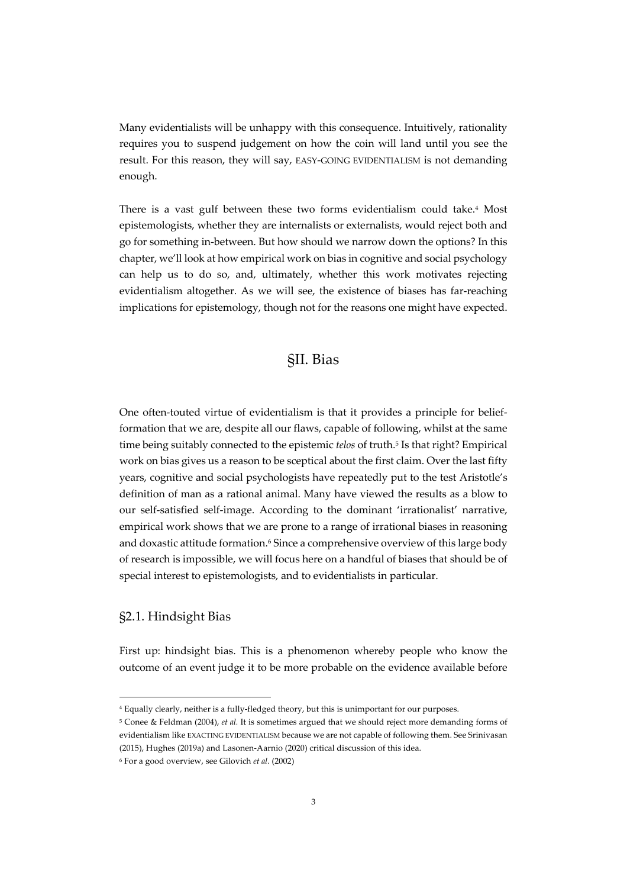Many evidentialists will be unhappy with this consequence. Intuitively, rationality requires you to suspend judgement on how the coin will land until you see the result. For this reason, they will say, EASY-GOING EVIDENTIALISM is not demanding enough.

There is a vast gulf between these two forms evidentialism could take.[4] Most epistemologists, whether they are internalists or externalists, would reject both and go for something in-between. But how should we narrow down the options? In this chapter, we'll look at how empirical work on bias in cognitive and social psychology can help us to do so, and, ultimately, whether this work motivates rejecting evidentialism altogether. As we will see, the existence of biases has far-reaching implications for epistemology, though not for the reasons one might have expected.

## §II. Bias

One often-touted virtue of evidentialism is that it provides a principle for belief-formation that we are, despite all our flaws, capable of following, whilst at the same time being suitably connected to the epistemic *telos* of truth.[5] Is that right? Empirical work on bias gives us a reason to be sceptical about the first claim. Over the last fifty years, cognitive and social psychologists have repeatedly put to the test Aristotle's definition of man as a rational animal. Many have viewed the results as a blow to our self-satisfied self-image. According to the dominant 'irrationalist' narrative, empirical work shows that we are prone to a range of irrational biases in reasoning and doxastic attitude formation.[6] Since a comprehensive overview of this large body of research is impossible, we will focus here on a handful of biases that should be of special interest to epistemologists, and to evidentialists in particular.

### §2.1. Hindsight Bias

First up: hindsight bias. This is a phenomenon whereby people who know the outcome of an event judge it to be more probable on the evidence available before

---

[4] Equally clearly, neither is a fully-fledged theory, but this is unimportant for our purposes.

[5] Conee & Feldman (2004), *et al.* It is sometimes argued that we should reject more demanding forms of evidentialism like EXACTING EVIDENTIALISM because we are not capable of following them. See Srinivasan (2015), Hughes (2019a) and Lasonen-Aarnio (2020) critical discussion of this idea.

[6] For a good overview, see Gilovich *et al.* (2002)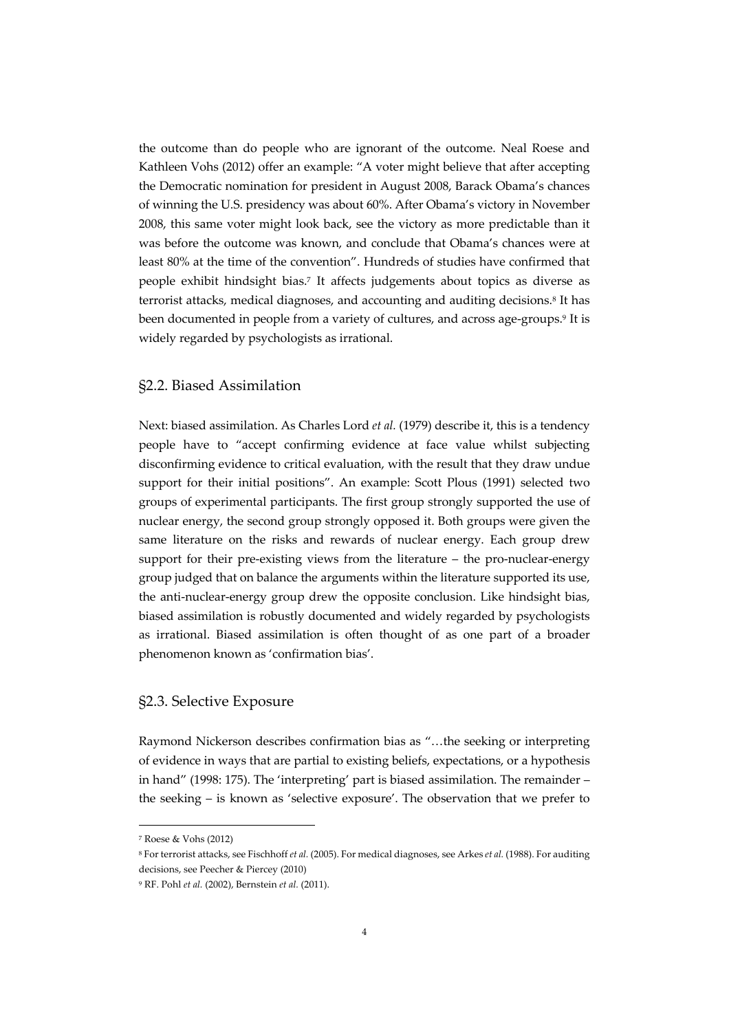the outcome than do people who are ignorant of the outcome. Neal Roese and Kathleen Vohs (2012) offer an example: "A voter might believe that after accepting the Democratic nomination for president in August 2008, Barack Obama's chances of winning the U.S. presidency was about 60%. After Obama's victory in November 2008, this same voter might look back, see the victory as more predictable than it was before the outcome was known, and conclude that Obama's chances were at least 80% at the time of the convention". Hundreds of studies have confirmed that people exhibit hindsight bias.[7] It affects judgements about topics as diverse as terrorist attacks, medical diagnoses, and accounting and auditing decisions.[8] It has been documented in people from a variety of cultures, and across age-groups.[9] It is widely regarded by psychologists as irrational.

## §2.2. Biased Assimilation

Next: biased assimilation. As Charles Lord *et al.* (1979) describe it, this is a tendency people have to "accept confirming evidence at face value whilst subjecting disconfirming evidence to critical evaluation, with the result that they draw undue support for their initial positions". An example: Scott Plous (1991) selected two groups of experimental participants. The first group strongly supported the use of nuclear energy, the second group strongly opposed it. Both groups were given the same literature on the risks and rewards of nuclear energy. Each group drew support for their pre-existing views from the literature – the pro-nuclear-energy group judged that on balance the arguments within the literature supported its use, the anti-nuclear-energy group drew the opposite conclusion. Like hindsight bias, biased assimilation is robustly documented and widely regarded by psychologists as irrational. Biased assimilation is often thought of as one part of a broader phenomenon known as 'confirmation bias'.

## §2.3. Selective Exposure

Raymond Nickerson describes confirmation bias as "…the seeking or interpreting of evidence in ways that are partial to existing beliefs, expectations, or a hypothesis in hand" (1998: 175). The 'interpreting' part is biased assimilation. The remainder – the seeking – is known as 'selective exposure'. The observation that we prefer to

---

[7] Roese & Vohs (2012)

[8] For terrorist attacks, see Fischhoff *et al.* (2005). For medical diagnoses, see Arkes *et al.* (1988). For auditing decisions, see Peecher & Piercey (2010)

[9] RF. Pohl *et al.* (2002), Bernstein *et al.* (2011).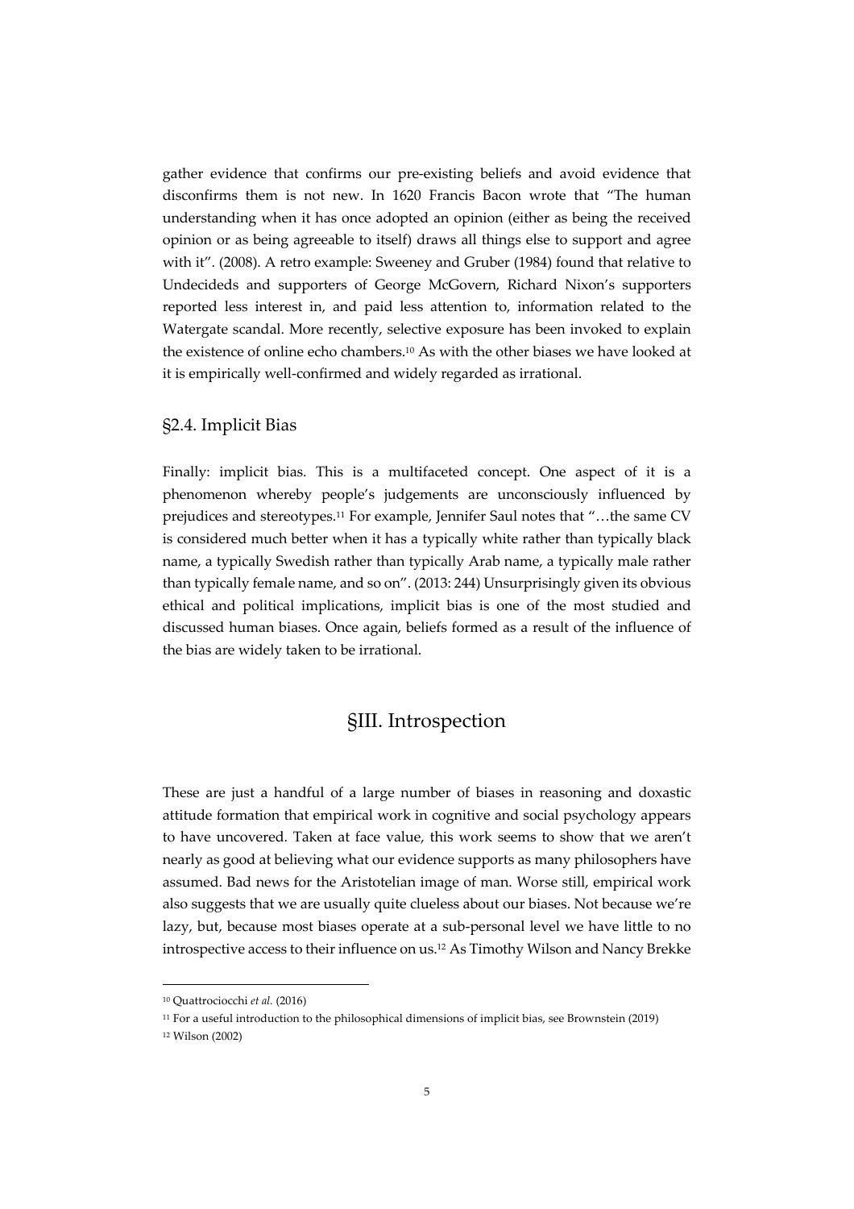gather evidence that confirms our pre-existing beliefs and avoid evidence that disconfirms them is not new. In 1620 Francis Bacon wrote that "The human understanding when it has once adopted an opinion (either as being the received opinion or as being agreeable to itself) draws all things else to support and agree with it". (2008). A retro example: Sweeney and Gruber (1984) found that relative to Undecideds and supporters of George McGovern, Richard Nixon's supporters reported less interest in, and paid less attention to, information related to the Watergate scandal. More recently, selective exposure has been invoked to explain the existence of online echo chambers.[10] As with the other biases we have looked at it is empirically well-confirmed and widely regarded as irrational.

### §2.4. Implicit Bias

Finally: implicit bias. This is a multifaceted concept. One aspect of it is a phenomenon whereby people's judgements are unconsciously influenced by prejudices and stereotypes.[11] For example, Jennifer Saul notes that "…the same CV is considered much better when it has a typically white rather than typically black name, a typically Swedish rather than typically Arab name, a typically male rather than typically female name, and so on". (2013: 244) Unsurprisingly given its obvious ethical and political implications, implicit bias is one of the most studied and discussed human biases. Once again, beliefs formed as a result of the influence of the bias are widely taken to be irrational.

## §III. Introspection

These are just a handful of a large number of biases in reasoning and doxastic attitude formation that empirical work in cognitive and social psychology appears to have uncovered. Taken at face value, this work seems to show that we aren't nearly as good at believing what our evidence supports as many philosophers have assumed. Bad news for the Aristotelian image of man. Worse still, empirical work also suggests that we are usually quite clueless about our biases. Not because we're lazy, but, because most biases operate at a sub-personal level we have little to no introspective access to their influence on us.[12] As Timothy Wilson and Nancy Brekke

---

[10] Quattrociocchi *et al.* (2016)

[11] For a useful introduction to the philosophical dimensions of implicit bias, see Brownstein (2019)

[12] Wilson (2002)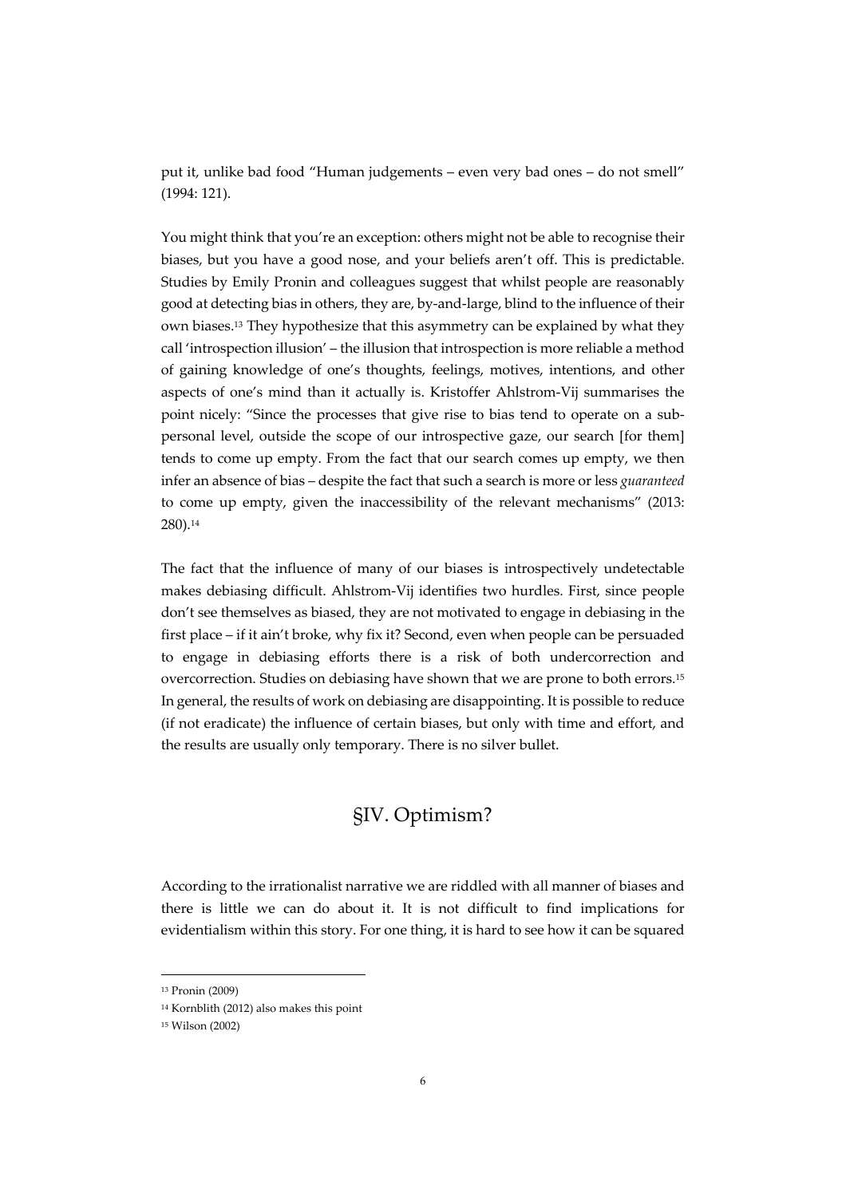put it, unlike bad food "Human judgements – even very bad ones – do not smell" (1994: 121).

You might think that you're an exception: others might not be able to recognise their biases, but you have a good nose, and your beliefs aren't off. This is predictable. Studies by Emily Pronin and colleagues suggest that whilst people are reasonably good at detecting bias in others, they are, by-and-large, blind to the influence of their own biases.[13] They hypothesize that this asymmetry can be explained by what they call 'introspection illusion' – the illusion that introspection is more reliable a method of gaining knowledge of one's thoughts, feelings, motives, intentions, and other aspects of one's mind than it actually is. Kristoffer Ahlstrom-Vij summarises the point nicely: "Since the processes that give rise to bias tend to operate on a sub-personal level, outside the scope of our introspective gaze, our search [for them] tends to come up empty. From the fact that our search comes up empty, we then infer an absence of bias – despite the fact that such a search is more or less *guaranteed* to come up empty, given the inaccessibility of the relevant mechanisms" (2013: 280).[14]

The fact that the influence of many of our biases is introspectively undetectable makes debiasing difficult. Ahlstrom-Vij identifies two hurdles. First, since people don't see themselves as biased, they are not motivated to engage in debiasing in the first place – if it ain't broke, why fix it? Second, even when people can be persuaded to engage in debiasing efforts there is a risk of both undercorrection and overcorrection. Studies on debiasing have shown that we are prone to both errors.[15] In general, the results of work on debiasing are disappointing. It is possible to reduce (if not eradicate) the influence of certain biases, but only with time and effort, and the results are usually only temporary. There is no silver bullet.

## §IV. Optimism?

According to the irrationalist narrative we are riddled with all manner of biases and there is little we can do about it. It is not difficult to find implications for evidentialism within this story. For one thing, it is hard to see how it can be squared

---

[13] Pronin (2009)

[14] Kornblith (2012) also makes this point

[15] Wilson (2002)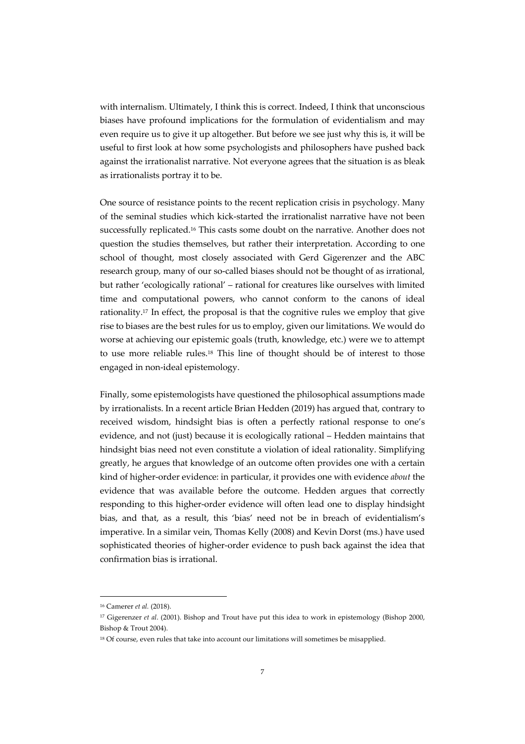with internalism. Ultimately, I think this is correct. Indeed, I think that unconscious biases have profound implications for the formulation of evidentialism and may even require us to give it up altogether. But before we see just why this is, it will be useful to first look at how some psychologists and philosophers have pushed back against the irrationalist narrative. Not everyone agrees that the situation is as bleak as irrationalists portray it to be.

One source of resistance points to the recent replication crisis in psychology. Many of the seminal studies which kick-started the irrationalist narrative have not been successfully replicated.[16] This casts some doubt on the narrative. Another does not question the studies themselves, but rather their interpretation. According to one school of thought, most closely associated with Gerd Gigerenzer and the ABC research group, many of our so-called biases should not be thought of as irrational, but rather 'ecologically rational' – rational for creatures like ourselves with limited time and computational powers, who cannot conform to the canons of ideal rationality.[17] In effect, the proposal is that the cognitive rules we employ that give rise to biases are the best rules for us to employ, given our limitations. We would do worse at achieving our epistemic goals (truth, knowledge, etc.) were we to attempt to use more reliable rules.[18] This line of thought should be of interest to those engaged in non-ideal epistemology.

Finally, some epistemologists have questioned the philosophical assumptions made by irrationalists. In a recent article Brian Hedden (2019) has argued that, contrary to received wisdom, hindsight bias is often a perfectly rational response to one's evidence, and not (just) because it is ecologically rational – Hedden maintains that hindsight bias need not even constitute a violation of ideal rationality. Simplifying greatly, he argues that knowledge of an outcome often provides one with a certain kind of higher-order evidence: in particular, it provides one with evidence *about* the evidence that was available before the outcome. Hedden argues that correctly responding to this higher-order evidence will often lead one to display hindsight bias, and that, as a result, this 'bias' need not be in breach of evidentialism's imperative. In a similar vein, Thomas Kelly (2008) and Kevin Dorst (ms.) have used sophisticated theories of higher-order evidence to push back against the idea that confirmation bias is irrational.

---

[16] Camerer *et al.* (2018).

[17] Gigerenzer *et al*. (2001). Bishop and Trout have put this idea to work in epistemology (Bishop 2000, Bishop & Trout 2004).

[18] Of course, even rules that take into account our limitations will sometimes be misapplied.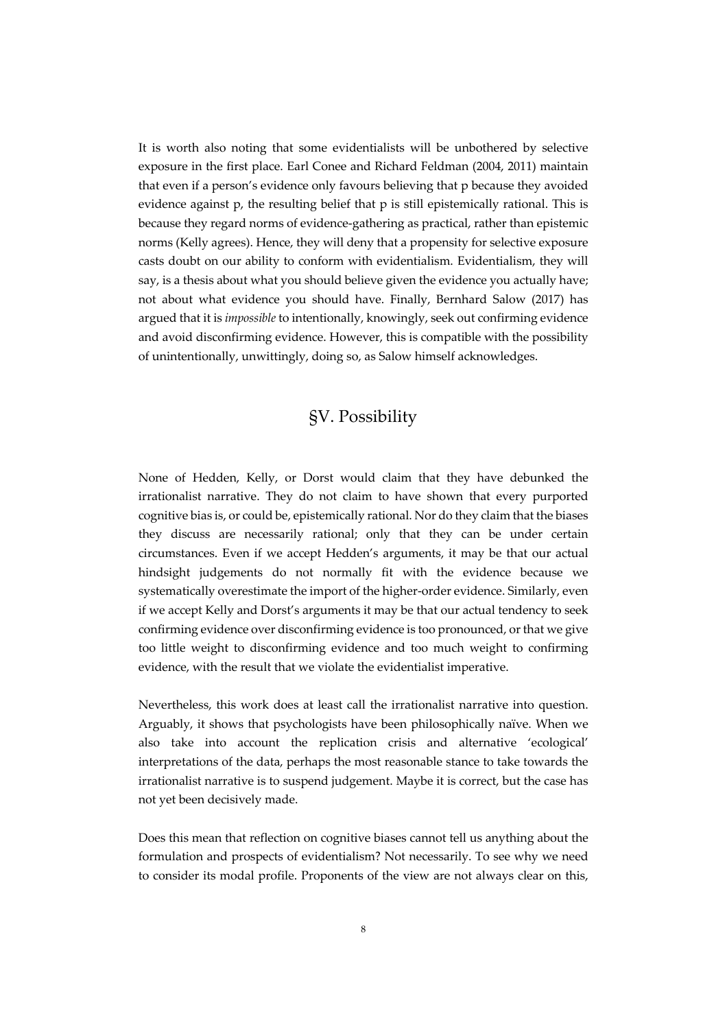It is worth also noting that some evidentialists will be unbothered by selective exposure in the first place. Earl Conee and Richard Feldman (2004, 2011) maintain that even if a person's evidence only favours believing that p because they avoided evidence against p, the resulting belief that p is still epistemically rational. This is because they regard norms of evidence-gathering as practical, rather than epistemic norms (Kelly agrees). Hence, they will deny that a propensity for selective exposure casts doubt on our ability to conform with evidentialism. Evidentialism, they will say, is a thesis about what you should believe given the evidence you actually have; not about what evidence you should have. Finally, Bernhard Salow (2017) has argued that it is *impossible* to intentionally, knowingly, seek out confirming evidence and avoid disconfirming evidence. However, this is compatible with the possibility of unintentionally, unwittingly, doing so, as Salow himself acknowledges.

## §V. Possibility

None of Hedden, Kelly, or Dorst would claim that they have debunked the irrationalist narrative. They do not claim to have shown that every purported cognitive bias is, or could be, epistemically rational. Nor do they claim that the biases they discuss are necessarily rational; only that they can be under certain circumstances. Even if we accept Hedden's arguments, it may be that our actual hindsight judgements do not normally fit with the evidence because we systematically overestimate the import of the higher-order evidence. Similarly, even if we accept Kelly and Dorst's arguments it may be that our actual tendency to seek confirming evidence over disconfirming evidence is too pronounced, or that we give too little weight to disconfirming evidence and too much weight to confirming evidence, with the result that we violate the evidentialist imperative.

Nevertheless, this work does at least call the irrationalist narrative into question. Arguably, it shows that psychologists have been philosophically naïve. When we also take into account the replication crisis and alternative 'ecological' interpretations of the data, perhaps the most reasonable stance to take towards the irrationalist narrative is to suspend judgement. Maybe it is correct, but the case has not yet been decisively made.

Does this mean that reflection on cognitive biases cannot tell us anything about the formulation and prospects of evidentialism? Not necessarily. To see why we need to consider its modal profile. Proponents of the view are not always clear on this,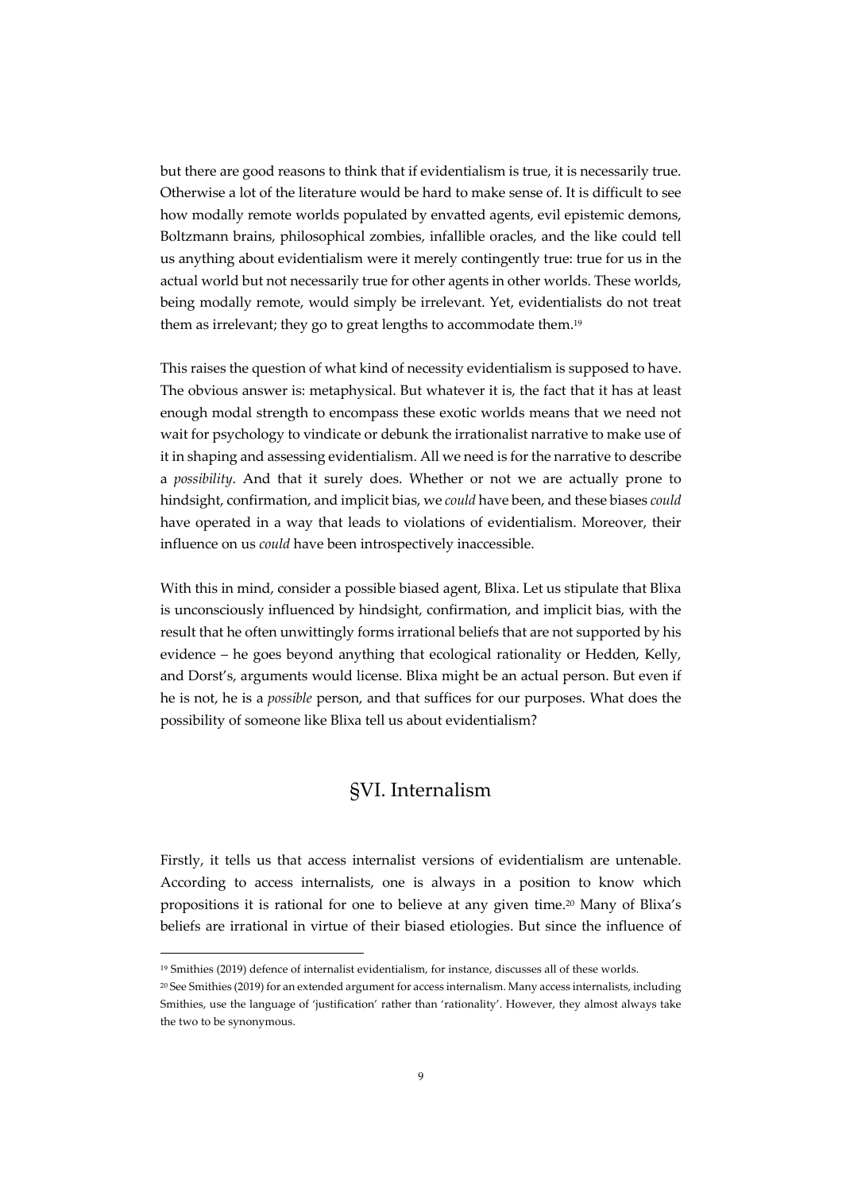but there are good reasons to think that if evidentialism is true, it is necessarily true. Otherwise a lot of the literature would be hard to make sense of. It is difficult to see how modally remote worlds populated by envatted agents, evil epistemic demons, Boltzmann brains, philosophical zombies, infallible oracles, and the like could tell us anything about evidentialism were it merely contingently true: true for us in the actual world but not necessarily true for other agents in other worlds. These worlds, being modally remote, would simply be irrelevant. Yet, evidentialists do not treat them as irrelevant; they go to great lengths to accommodate them.[19]

This raises the question of what kind of necessity evidentialism is supposed to have. The obvious answer is: metaphysical. But whatever it is, the fact that it has at least enough modal strength to encompass these exotic worlds means that we need not wait for psychology to vindicate or debunk the irrationalist narrative to make use of it in shaping and assessing evidentialism. All we need is for the narrative to describe a *possibility*. And that it surely does. Whether or not we are actually prone to hindsight, confirmation, and implicit bias, we *could* have been, and these biases *could* have operated in a way that leads to violations of evidentialism. Moreover, their influence on us *could* have been introspectively inaccessible.

With this in mind, consider a possible biased agent, Blixa. Let us stipulate that Blixa is unconsciously influenced by hindsight, confirmation, and implicit bias, with the result that he often unwittingly forms irrational beliefs that are not supported by his evidence – he goes beyond anything that ecological rationality or Hedden, Kelly, and Dorst's, arguments would license. Blixa might be an actual person. But even if he is not, he is a *possible* person, and that suffices for our purposes. What does the possibility of someone like Blixa tell us about evidentialism?

## §VI. Internalism

Firstly, it tells us that access internalist versions of evidentialism are untenable. According to access internalists, one is always in a position to know which propositions it is rational for one to believe at any given time.[20] Many of Blixa's beliefs are irrational in virtue of their biased etiologies. But since the influence of

[19] Smithies (2019) defence of internalist evidentialism, for instance, discusses all of these worlds.

[20] See Smithies (2019) for an extended argument for access internalism. Many access internalists, including Smithies, use the language of 'justification' rather than 'rationality'. However, they almost always take the two to be synonymous.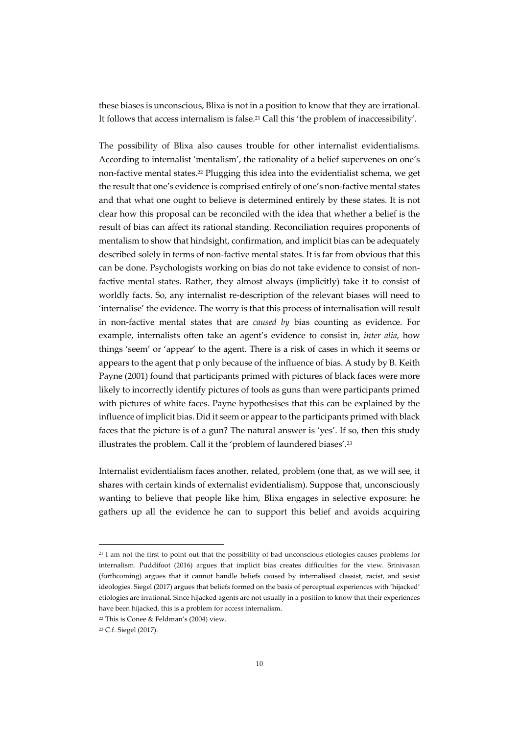these biases is unconscious, Blixa is not in a position to know that they are irrational. It follows that access internalism is false.[21] Call this 'the problem of inaccessibility'.

The possibility of Blixa also causes trouble for other internalist evidentialisms. According to internalist 'mentalism', the rationality of a belief supervenes on one's non-factive mental states.[22] Plugging this idea into the evidentialist schema, we get the result that one's evidence is comprised entirely of one's non-factive mental states and that what one ought to believe is determined entirely by these states. It is not clear how this proposal can be reconciled with the idea that whether a belief is the result of bias can affect its rational standing. Reconciliation requires proponents of mentalism to show that hindsight, confirmation, and implicit bias can be adequately described solely in terms of non-factive mental states. It is far from obvious that this can be done. Psychologists working on bias do not take evidence to consist of non-factive mental states. Rather, they almost always (implicitly) take it to consist of worldly facts. So, any internalist re-description of the relevant biases will need to 'internalise' the evidence. The worry is that this process of internalisation will result in non-factive mental states that are *caused by* bias counting as evidence. For example, internalists often take an agent's evidence to consist in, *inter alia*, how things 'seem' or 'appear' to the agent. There is a risk of cases in which it seems or appears to the agent that p only because of the influence of bias. A study by B. Keith Payne (2001) found that participants primed with pictures of black faces were more likely to incorrectly identify pictures of tools as guns than were participants primed with pictures of white faces. Payne hypothesises that this can be explained by the influence of implicit bias. Did it seem or appear to the participants primed with black faces that the picture is of a gun? The natural answer is 'yes'. If so, then this study illustrates the problem. Call it the 'problem of laundered biases'.[23]

Internalist evidentialism faces another, related, problem (one that, as we will see, it shares with certain kinds of externalist evidentialism). Suppose that, unconsciously wanting to believe that people like him, Blixa engages in selective exposure: he gathers up all the evidence he can to support this belief and avoids acquiring

---

[21] I am not the first to point out that the possibility of bad unconscious etiologies causes problems for internalism. Puddifoot (2016) argues that implicit bias creates difficulties for the view. Srinivasan (forthcoming) argues that it cannot handle beliefs caused by internalised classist, racist, and sexist ideologies. Siegel (2017) argues that beliefs formed on the basis of perceptual experiences with 'hijacked' etiologies are irrational. Since hijacked agents are not usually in a position to know that their experiences have been hijacked, this is a problem for access internalism.

[22] This is Conee & Feldman's (2004) view.

[23] C.f. Siegel (2017).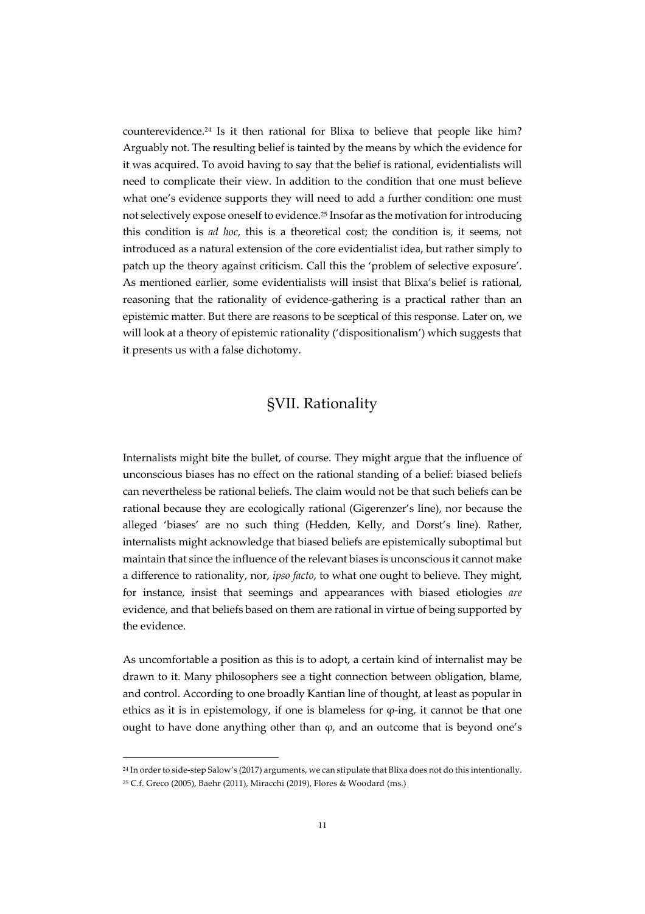counterevidence.[24] Is it then rational for Blixa to believe that people like him? Arguably not. The resulting belief is tainted by the means by which the evidence for it was acquired. To avoid having to say that the belief is rational, evidentialists will need to complicate their view. In addition to the condition that one must believe what one's evidence supports they will need to add a further condition: one must not selectively expose oneself to evidence.[25] Insofar as the motivation for introducing this condition is *ad hoc*, this is a theoretical cost; the condition is, it seems, not introduced as a natural extension of the core evidentialist idea, but rather simply to patch up the theory against criticism. Call this the 'problem of selective exposure'. As mentioned earlier, some evidentialists will insist that Blixa's belief is rational, reasoning that the rationality of evidence-gathering is a practical rather than an epistemic matter. But there are reasons to be sceptical of this response. Later on, we will look at a theory of epistemic rationality ('dispositionalism') which suggests that it presents us with a false dichotomy.

## §VII. Rationality

Internalists might bite the bullet, of course. They might argue that the influence of unconscious biases has no effect on the rational standing of a belief: biased beliefs can nevertheless be rational beliefs. The claim would not be that such beliefs can be rational because they are ecologically rational (Gigerenzer's line), nor because the alleged 'biases' are no such thing (Hedden, Kelly, and Dorst's line). Rather, internalists might acknowledge that biased beliefs are epistemically suboptimal but maintain that since the influence of the relevant biases is unconscious it cannot make a difference to rationality, nor, *ipso facto*, to what one ought to believe. They might, for instance, insist that seemings and appearances with biased etiologies *are* evidence, and that beliefs based on them are rational in virtue of being supported by the evidence.

As uncomfortable a position as this is to adopt, a certain kind of internalist may be drawn to it. Many philosophers see a tight connection between obligation, blame, and control. According to one broadly Kantian line of thought, at least as popular in ethics as it is in epistemology, if one is blameless for φ-ing, it cannot be that one ought to have done anything other than φ, and an outcome that is beyond one's

---

[24] In order to side-step Salow's (2017) arguments, we can stipulate that Blixa does not do this intentionally.

[25] C.f. Greco (2005), Baehr (2011), Miracchi (2019), Flores & Woodard (ms.)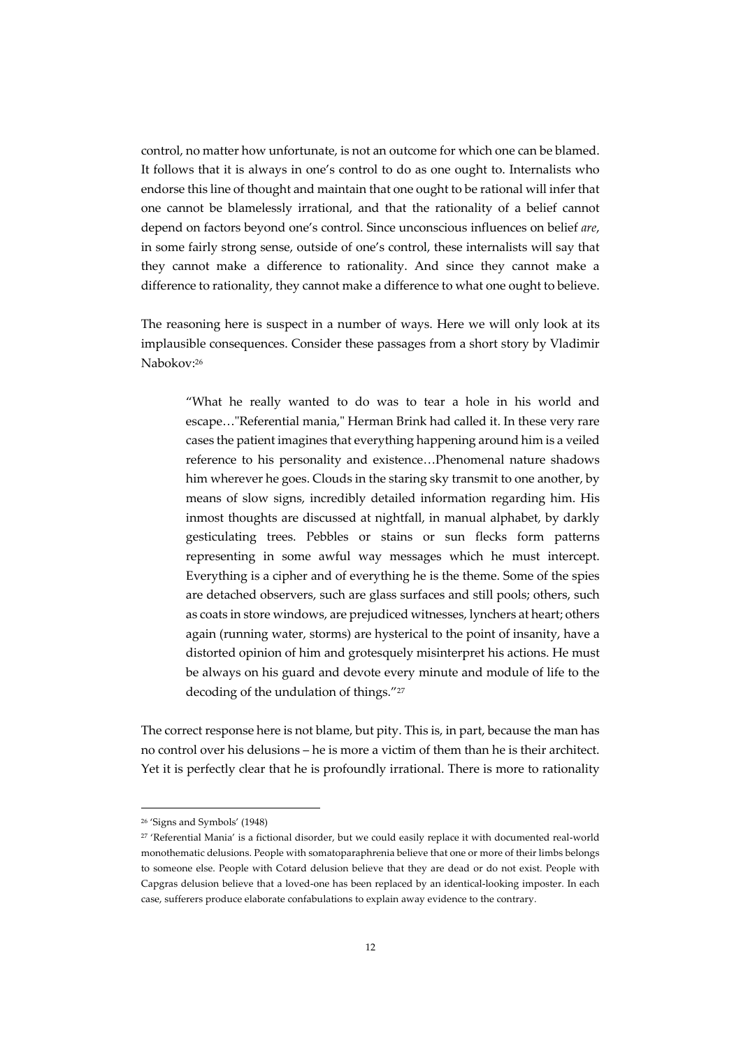control, no matter how unfortunate, is not an outcome for which one can be blamed. It follows that it is always in one's control to do as one ought to. Internalists who endorse this line of thought and maintain that one ought to be rational will infer that one cannot be blamelessly irrational, and that the rationality of a belief cannot depend on factors beyond one's control. Since unconscious influences on belief *are*, in some fairly strong sense, outside of one's control, these internalists will say that they cannot make a difference to rationality. And since they cannot make a difference to rationality, they cannot make a difference to what one ought to believe.

The reasoning here is suspect in a number of ways. Here we will only look at its implausible consequences. Consider these passages from a short story by Vladimir Nabokov:[26]

> "What he really wanted to do was to tear a hole in his world and escape…"Referential mania," Herman Brink had called it. In these very rare cases the patient imagines that everything happening around him is a veiled reference to his personality and existence…Phenomenal nature shadows him wherever he goes. Clouds in the staring sky transmit to one another, by means of slow signs, incredibly detailed information regarding him. His inmost thoughts are discussed at nightfall, in manual alphabet, by darkly gesticulating trees. Pebbles or stains or sun flecks form patterns representing in some awful way messages which he must intercept. Everything is a cipher and of everything he is the theme. Some of the spies are detached observers, such are glass surfaces and still pools; others, such as coats in store windows, are prejudiced witnesses, lynchers at heart; others again (running water, storms) are hysterical to the point of insanity, have a distorted opinion of him and grotesquely misinterpret his actions. He must be always on his guard and devote every minute and module of life to the decoding of the undulation of things."[27]

The correct response here is not blame, but pity. This is, in part, because the man has no control over his delusions – he is more a victim of them than he is their architect. Yet it is perfectly clear that he is profoundly irrational. There is more to rationality

---

[26] 'Signs and Symbols' (1948)

[27] 'Referential Mania' is a fictional disorder, but we could easily replace it with documented real-world monothematic delusions. People with somatoparaphrenia believe that one or more of their limbs belongs to someone else. People with Cotard delusion believe that they are dead or do not exist. People with Capgras delusion believe that a loved-one has been replaced by an identical-looking imposter. In each case, sufferers produce elaborate confabulations to explain away evidence to the contrary.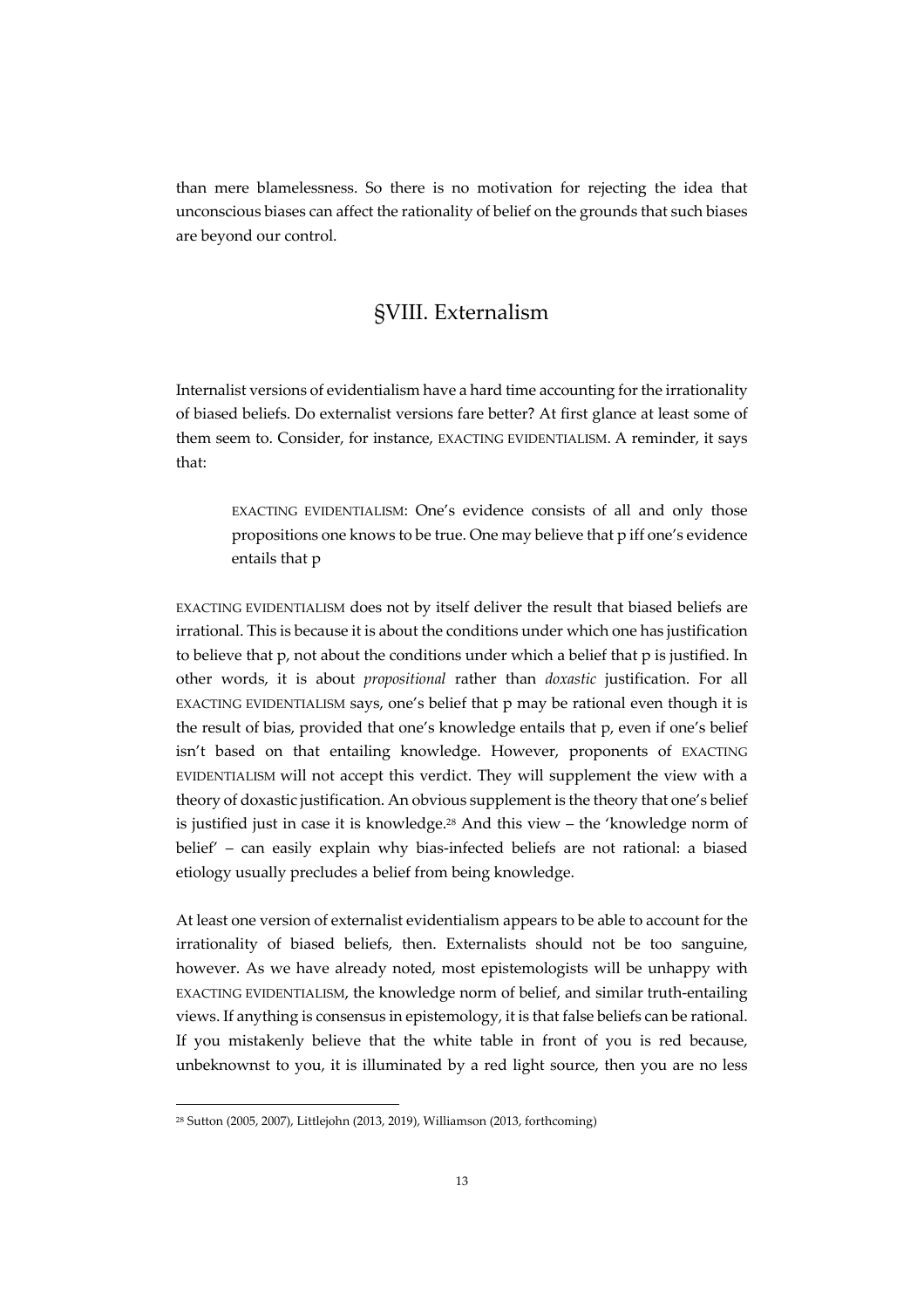than mere blamelessness. So there is no motivation for rejecting the idea that unconscious biases can affect the rationality of belief on the grounds that such biases are beyond our control.

## §VIII. Externalism

Internalist versions of evidentialism have a hard time accounting for the irrationality of biased beliefs. Do externalist versions fare better? At first glance at least some of them seem to. Consider, for instance, EXACTING EVIDENTIALISM. A reminder, it says that:

> EXACTING EVIDENTIALISM: One's evidence consists of all and only those propositions one knows to be true. One may believe that p iff one's evidence entails that p

EXACTING EVIDENTIALISM does not by itself deliver the result that biased beliefs are irrational. This is because it is about the conditions under which one has justification to believe that p, not about the conditions under which a belief that p is justified. In other words, it is about *propositional* rather than *doxastic* justification. For all EXACTING EVIDENTIALISM says, one's belief that p may be rational even though it is the result of bias, provided that one's knowledge entails that p, even if one's belief isn't based on that entailing knowledge. However, proponents of EXACTING EVIDENTIALISM will not accept this verdict. They will supplement the view with a theory of doxastic justification. An obvious supplement is the theory that one's belief is justified just in case it is knowledge.[28] And this view – the 'knowledge norm of belief' – can easily explain why bias-infected beliefs are not rational: a biased etiology usually precludes a belief from being knowledge.

At least one version of externalist evidentialism appears to be able to account for the irrationality of biased beliefs, then. Externalists should not be too sanguine, however. As we have already noted, most epistemologists will be unhappy with EXACTING EVIDENTIALISM, the knowledge norm of belief, and similar truth-entailing views. If anything is consensus in epistemology, it is that false beliefs can be rational. If you mistakenly believe that the white table in front of you is red because, unbeknownst to you, it is illuminated by a red light source, then you are no less

[28] Sutton (2005, 2007), Littlejohn (2013, 2019), Williamson (2013, forthcoming)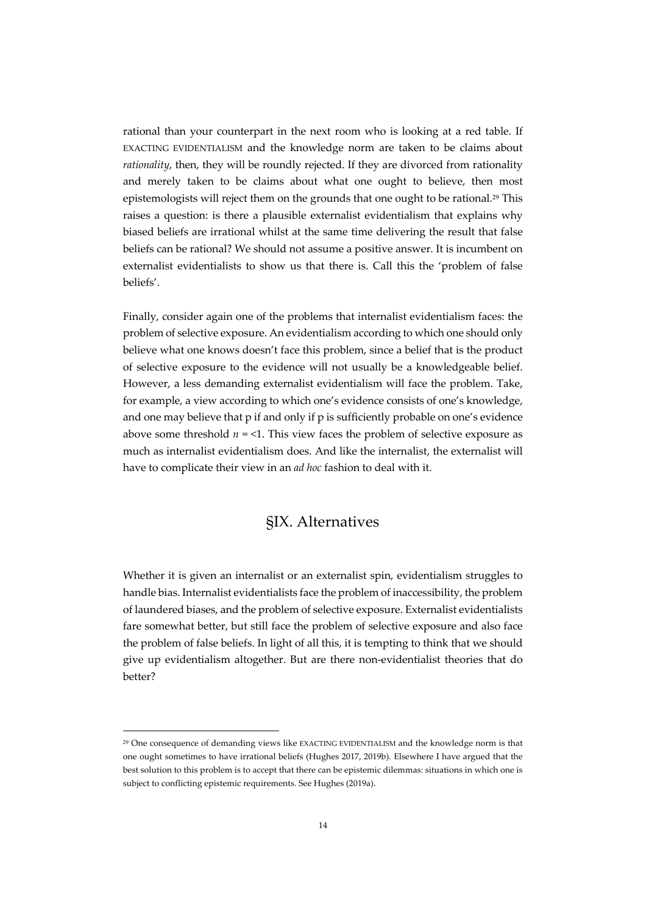rational than your counterpart in the next room who is looking at a red table. If EXACTING EVIDENTIALISM and the knowledge norm are taken to be claims about *rationality*, then, they will be roundly rejected. If they are divorced from rationality and merely taken to be claims about what one ought to believe, then most epistemologists will reject them on the grounds that one ought to be rational.[29] This raises a question: is there a plausible externalist evidentialism that explains why biased beliefs are irrational whilst at the same time delivering the result that false beliefs can be rational? We should not assume a positive answer. It is incumbent on externalist evidentialists to show us that there is. Call this the 'problem of false beliefs'.

Finally, consider again one of the problems that internalist evidentialism faces: the problem of selective exposure. An evidentialism according to which one should only believe what one knows doesn't face this problem, since a belief that is the product of selective exposure to the evidence will not usually be a knowledgeable belief. However, a less demanding externalist evidentialism will face the problem. Take, for example, a view according to which one's evidence consists of one's knowledge, and one may believe that p if and only if p is sufficiently probable on one's evidence above some threshold $n$ = <1. This view faces the problem of selective exposure as much as internalist evidentialism does. And like the internalist, the externalist will have to complicate their view in an *ad hoc* fashion to deal with it.

## §IX. Alternatives

Whether it is given an internalist or an externalist spin, evidentialism struggles to handle bias. Internalist evidentialists face the problem of inaccessibility, the problem of laundered biases, and the problem of selective exposure. Externalist evidentialists fare somewhat better, but still face the problem of selective exposure and also face the problem of false beliefs. In light of all this, it is tempting to think that we should give up evidentialism altogether. But are there non-evidentialist theories that do better?

[29] One consequence of demanding views like EXACTING EVIDENTIALISM and the knowledge norm is that one ought sometimes to have irrational beliefs (Hughes 2017, 2019b). Elsewhere I have argued that the best solution to this problem is to accept that there can be epistemic dilemmas: situations in which one is subject to conflicting epistemic requirements. See Hughes (2019a).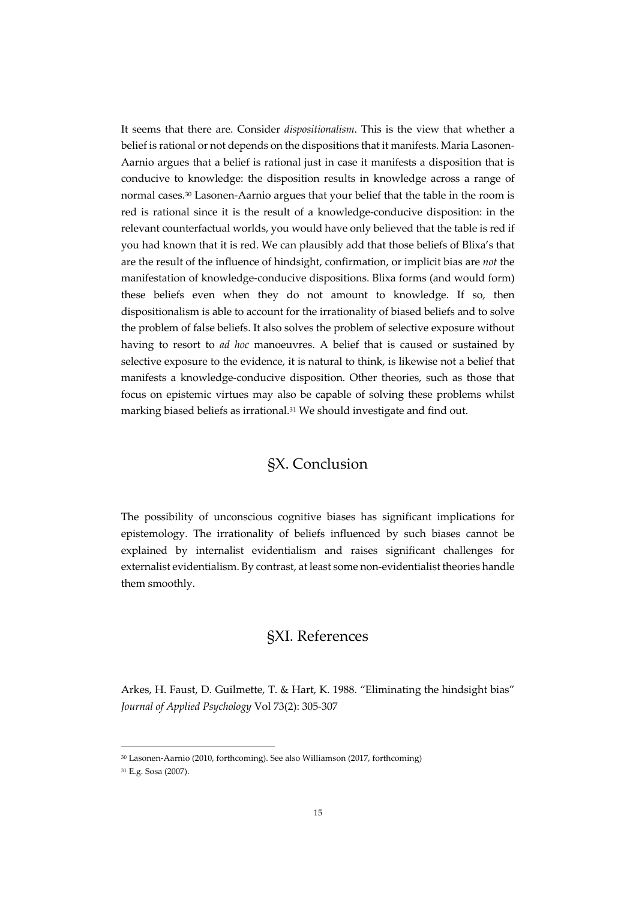It seems that there are. Consider *dispositionalism*. This is the view that whether a belief is rational or not depends on the dispositions that it manifests. Maria Lasonen-Aarnio argues that a belief is rational just in case it manifests a disposition that is conducive to knowledge: the disposition results in knowledge across a range of normal cases.[30] Lasonen-Aarnio argues that your belief that the table in the room is red is rational since it is the result of a knowledge-conducive disposition: in the relevant counterfactual worlds, you would have only believed that the table is red if you had known that it is red. We can plausibly add that those beliefs of Blixa's that are the result of the influence of hindsight, confirmation, or implicit bias are *not* the manifestation of knowledge-conducive dispositions. Blixa forms (and would form) these beliefs even when they do not amount to knowledge. If so, then dispositionalism is able to account for the irrationality of biased beliefs and to solve the problem of false beliefs. It also solves the problem of selective exposure without having to resort to *ad hoc* manoeuvres. A belief that is caused or sustained by selective exposure to the evidence, it is natural to think, is likewise not a belief that manifests a knowledge-conducive disposition. Other theories, such as those that focus on epistemic virtues may also be capable of solving these problems whilst marking biased beliefs as irrational.[31] We should investigate and find out.

## §X. Conclusion

The possibility of unconscious cognitive biases has significant implications for epistemology. The irrationality of beliefs influenced by such biases cannot be explained by internalist evidentialism and raises significant challenges for externalist evidentialism. By contrast, at least some non-evidentialist theories handle them smoothly.

## §XI. References

Arkes, H. Faust, D. Guilmette, T. & Hart, K. 1988. "Eliminating the hindsight bias" *Journal of Applied Psychology* Vol 73(2): 305-307

---

[30] Lasonen-Aarnio (2010, forthcoming). See also Williamson (2017, forthcoming)

[31] E.g. Sosa (2007).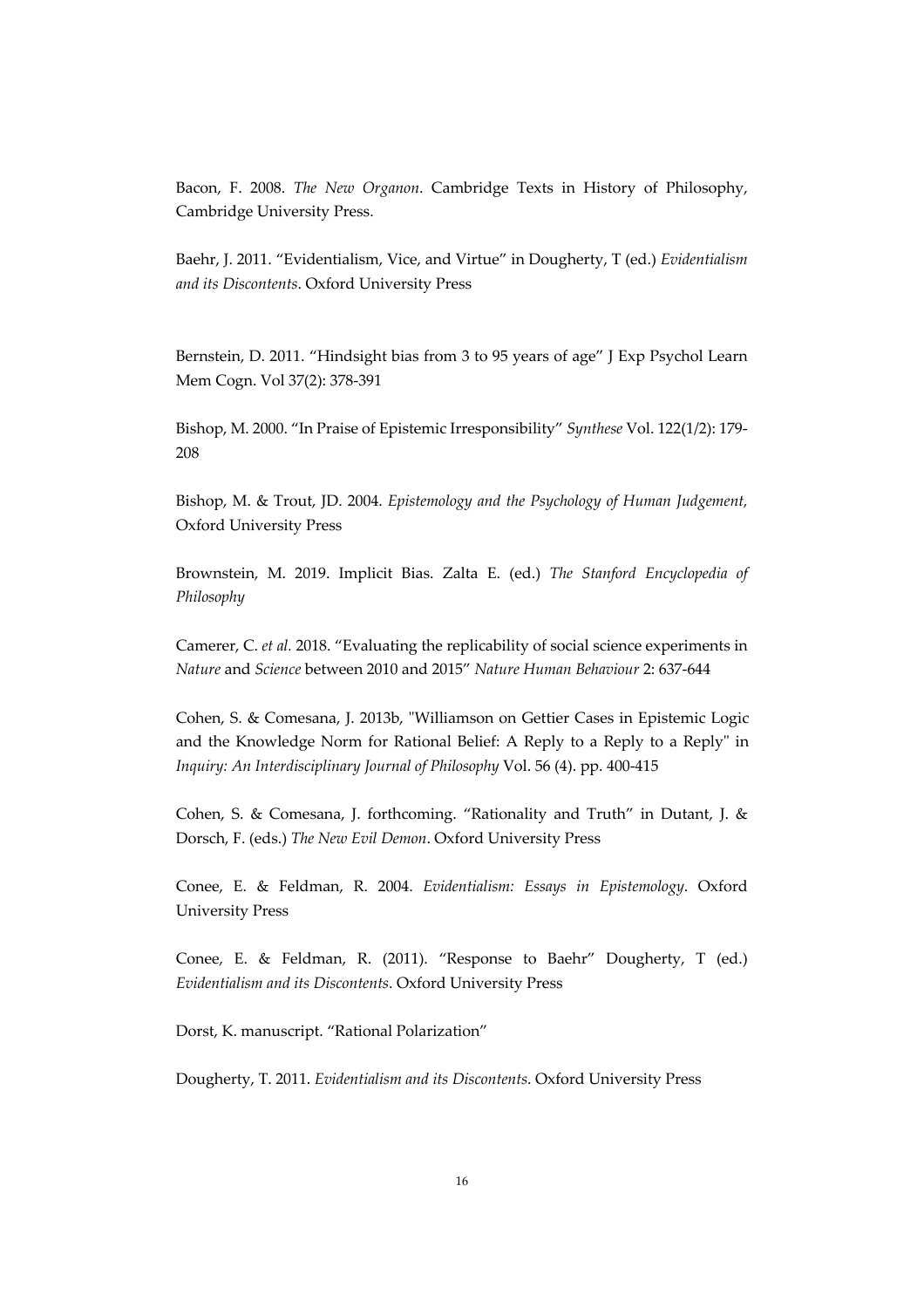Bacon, F. 2008. *The New Organon*. Cambridge Texts in History of Philosophy, Cambridge University Press.

Baehr, J. 2011. "Evidentialism, Vice, and Virtue" in Dougherty, T (ed.) *Evidentialism and its Discontents*. Oxford University Press

Bernstein, D. 2011. "Hindsight bias from 3 to 95 years of age" J Exp Psychol Learn Mem Cogn. Vol 37(2): 378-391

Bishop, M. 2000. "In Praise of Epistemic Irresponsibility" *Synthese* Vol. 122(1/2): 179-208

Bishop, M. & Trout, JD. 2004. *Epistemology and the Psychology of Human Judgement,* Oxford University Press

Brownstein, M. 2019. Implicit Bias. Zalta E. (ed.) *The Stanford Encyclopedia of Philosophy*

Camerer, C. *et al.* 2018. "Evaluating the replicability of social science experiments in *Nature* and *Science* between 2010 and 2015" *Nature Human Behaviour* 2: 637-644

Cohen, S. & Comesana, J. 2013b, "Williamson on Gettier Cases in Epistemic Logic and the Knowledge Norm for Rational Belief: A Reply to a Reply to a Reply" in *Inquiry: An Interdisciplinary Journal of Philosophy* Vol. 56 (4). pp. 400-415

Cohen, S. & Comesana, J. forthcoming. "Rationality and Truth" in Dutant, J. & Dorsch, F. (eds.) *The New Evil Demon*. Oxford University Press

Conee, E. & Feldman, R. 2004. *Evidentialism: Essays in Epistemology*. Oxford University Press

Conee, E. & Feldman, R. (2011). "Response to Baehr" Dougherty, T (ed.) *Evidentialism and its Discontents*. Oxford University Press

Dorst, K. manuscript. "Rational Polarization"

Dougherty, T. 2011. *Evidentialism and its Discontents*. Oxford University Press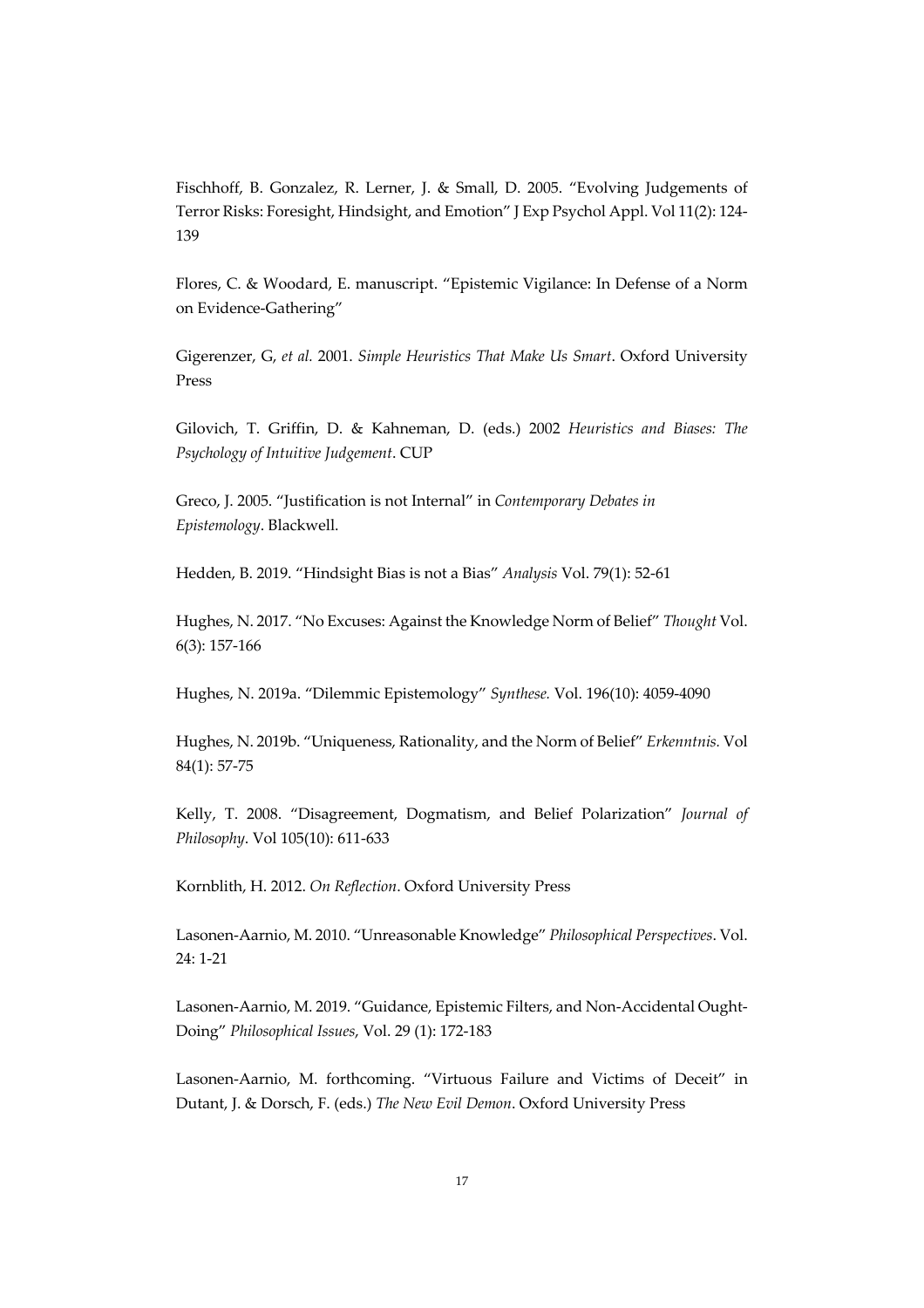Fischhoff, B. Gonzalez, R. Lerner, J. & Small, D. 2005. "Evolving Judgements of Terror Risks: Foresight, Hindsight, and Emotion" J Exp Psychol Appl. Vol 11(2): 124-139

Flores, C. & Woodard, E. manuscript. "Epistemic Vigilance: In Defense of a Norm on Evidence-Gathering"

Gigerenzer, G, *et al.* 2001. *Simple Heuristics That Make Us Smart*. Oxford University Press

Gilovich, T. Griffin, D. & Kahneman, D. (eds.) 2002 *Heuristics and Biases: The Psychology of Intuitive Judgement*. CUP

Greco, J. 2005. "Justification is not Internal" in *Contemporary Debates in Epistemology*. Blackwell.

Hedden, B. 2019. "Hindsight Bias is not a Bias" *Analysis* Vol. 79(1): 52-61

Hughes, N. 2017. "No Excuses: Against the Knowledge Norm of Belief" *Thought* Vol. 6(3): 157-166

Hughes, N. 2019a. "Dilemmic Epistemology" *Synthese.* Vol. 196(10): 4059-4090

Hughes, N. 2019b. "Uniqueness, Rationality, and the Norm of Belief" *Erkenntnis.* Vol 84(1): 57-75

Kelly, T. 2008. "Disagreement, Dogmatism, and Belief Polarization" *Journal of Philosophy*. Vol 105(10): 611-633

Kornblith, H. 2012. *On Reflection*. Oxford University Press

Lasonen-Aarnio, M. 2010. "Unreasonable Knowledge" *Philosophical Perspectives*. Vol. 24: 1-21

Lasonen-Aarnio, M. 2019. "Guidance, Epistemic Filters, and Non-Accidental Ought-Doing" *Philosophical Issues*, Vol. 29 (1): 172-183

Lasonen-Aarnio, M. forthcoming. "Virtuous Failure and Victims of Deceit" in Dutant, J. & Dorsch, F. (eds.) *The New Evil Demon*. Oxford University Press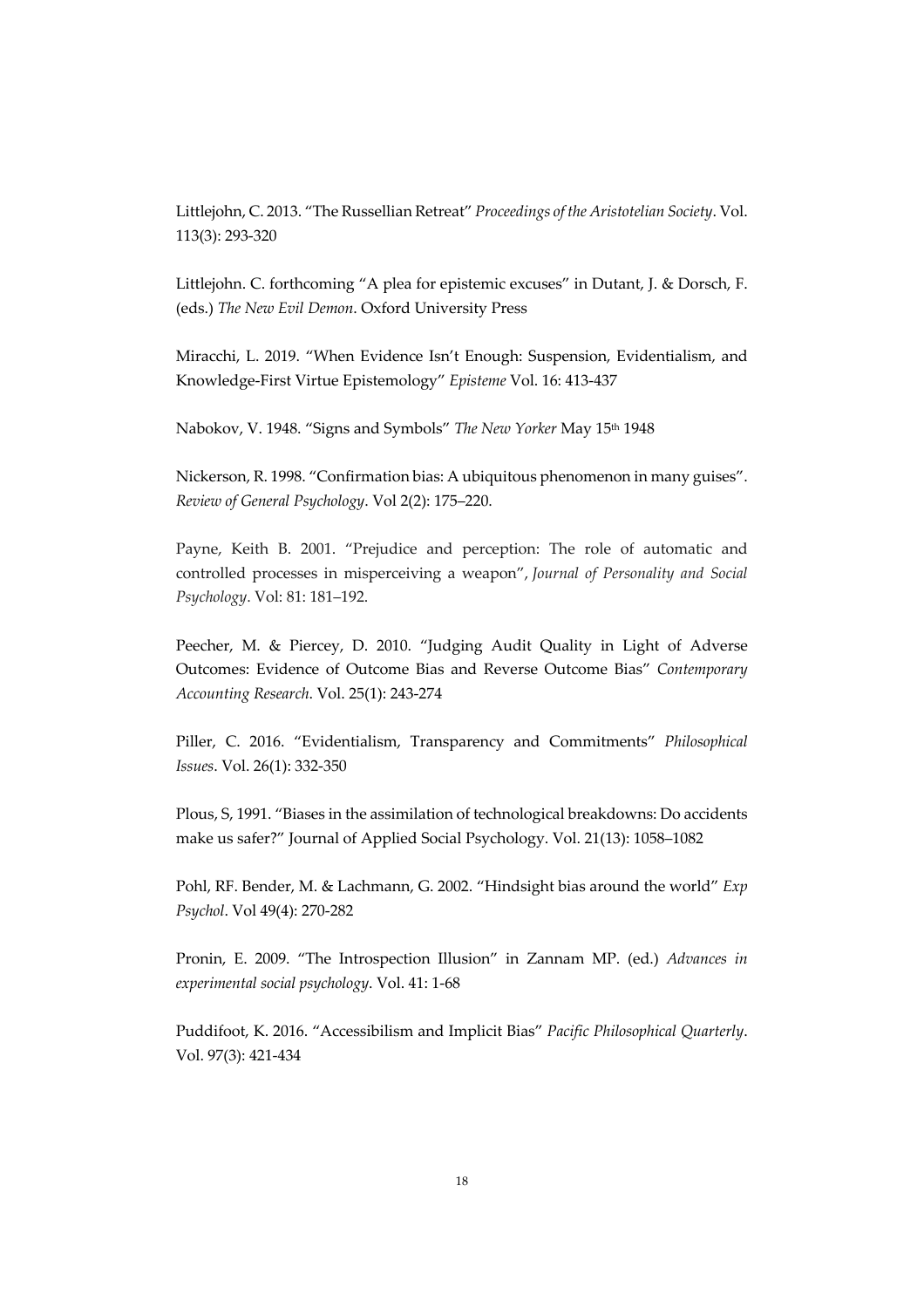Littlejohn, C. 2013. "The Russellian Retreat" *Proceedings of the Aristotelian Society*. Vol. 113(3): 293-320

Littlejohn. C. forthcoming "A plea for epistemic excuses" in Dutant, J. & Dorsch, F. (eds.) *The New Evil Demon*. Oxford University Press

Miracchi, L. 2019. "When Evidence Isn't Enough: Suspension, Evidentialism, and Knowledge-First Virtue Epistemology" *Episteme* Vol. 16: 413-437

Nabokov, V. 1948. "Signs and Symbols" *The New Yorker* May 15th 1948

Nickerson, R. 1998. "Confirmation bias: A ubiquitous phenomenon in many guises". *Review of General Psychology*. Vol 2(2): 175–220.

Payne, Keith B. 2001. "Prejudice and perception: The role of automatic and controlled processes in misperceiving a weapon", *Journal of Personality and Social Psychology*. Vol: 81: 181–192.

Peecher, M. & Piercey, D. 2010. "Judging Audit Quality in Light of Adverse Outcomes: Evidence of Outcome Bias and Reverse Outcome Bias" *Contemporary Accounting Research*. Vol. 25(1): 243-274

Piller, C. 2016. "Evidentialism, Transparency and Commitments" *Philosophical Issues*. Vol. 26(1): 332-350

Plous, S, 1991. "Biases in the assimilation of technological breakdowns: Do accidents make us safer?" Journal of Applied Social Psychology. Vol. 21(13): 1058–1082

Pohl, RF. Bender, M. & Lachmann, G. 2002. "Hindsight bias around the world" *Exp Psychol*. Vol 49(4): 270-282

Pronin, E. 2009. "The Introspection Illusion" in Zannam MP. (ed.) *Advances in experimental social psychology*. Vol. 41: 1-68

Puddifoot, K. 2016. "Accessibilism and Implicit Bias" *Pacific Philosophical Quarterly*. Vol. 97(3): 421-434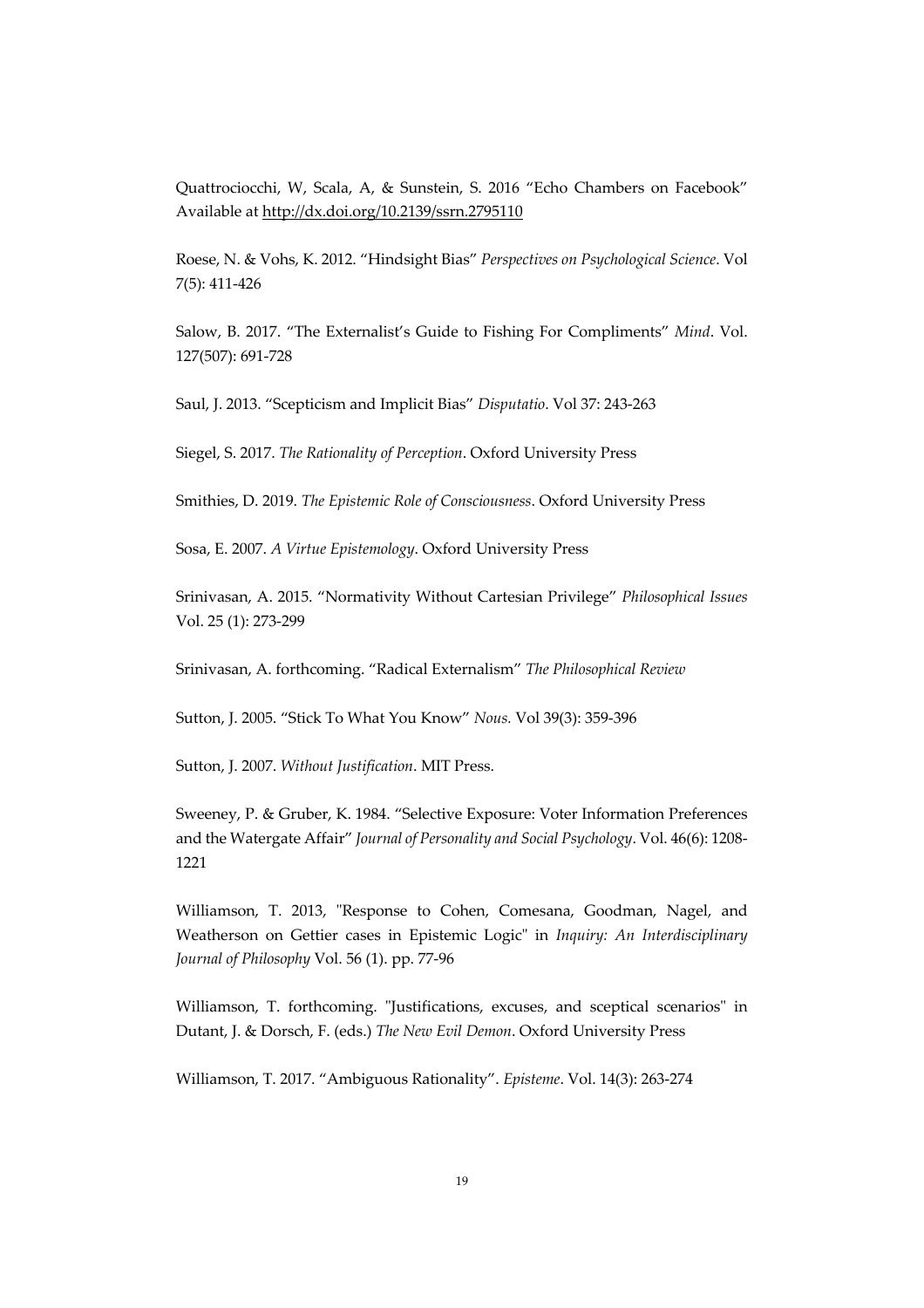Quattrociocchi, W, Scala, A, & Sunstein, S. 2016 "Echo Chambers on Facebook" Available at http://dx.doi.org/10.2139/ssrn.2795110

Roese, N. & Vohs, K. 2012. "Hindsight Bias" *Perspectives on Psychological Science*. Vol 7(5): 411-426

Salow, B. 2017. "The Externalist's Guide to Fishing For Compliments" *Mind*. Vol. 127(507): 691-728

Saul, J. 2013. "Scepticism and Implicit Bias" *Disputatio*. Vol 37: 243-263

Siegel, S. 2017. *The Rationality of Perception*. Oxford University Press

Smithies, D. 2019. *The Epistemic Role of Consciousness*. Oxford University Press

Sosa, E. 2007. *A Virtue Epistemology*. Oxford University Press

Srinivasan, A. 2015. "Normativity Without Cartesian Privilege" *Philosophical Issues* Vol. 25 (1): 273-299

Srinivasan, A. forthcoming. "Radical Externalism" *The Philosophical Review*

Sutton, J. 2005. "Stick To What You Know" *Nous.* Vol 39(3): 359-396

Sutton, J. 2007. *Without Justification*. MIT Press.

Sweeney, P. & Gruber, K. 1984. "Selective Exposure: Voter Information Preferences and the Watergate Affair" *Journal of Personality and Social Psychology*. Vol. 46(6): 1208-1221

Williamson, T. 2013, "Response to Cohen, Comesana, Goodman, Nagel, and Weatherson on Gettier cases in Epistemic Logic" in *Inquiry: An Interdisciplinary Journal of Philosophy* Vol. 56 (1). pp. 77-96

Williamson, T. forthcoming. "Justifications, excuses, and sceptical scenarios" in Dutant, J. & Dorsch, F. (eds.) *The New Evil Demon*. Oxford University Press

Williamson, T. 2017. "Ambiguous Rationality". *Episteme*. Vol. 14(3): 263-274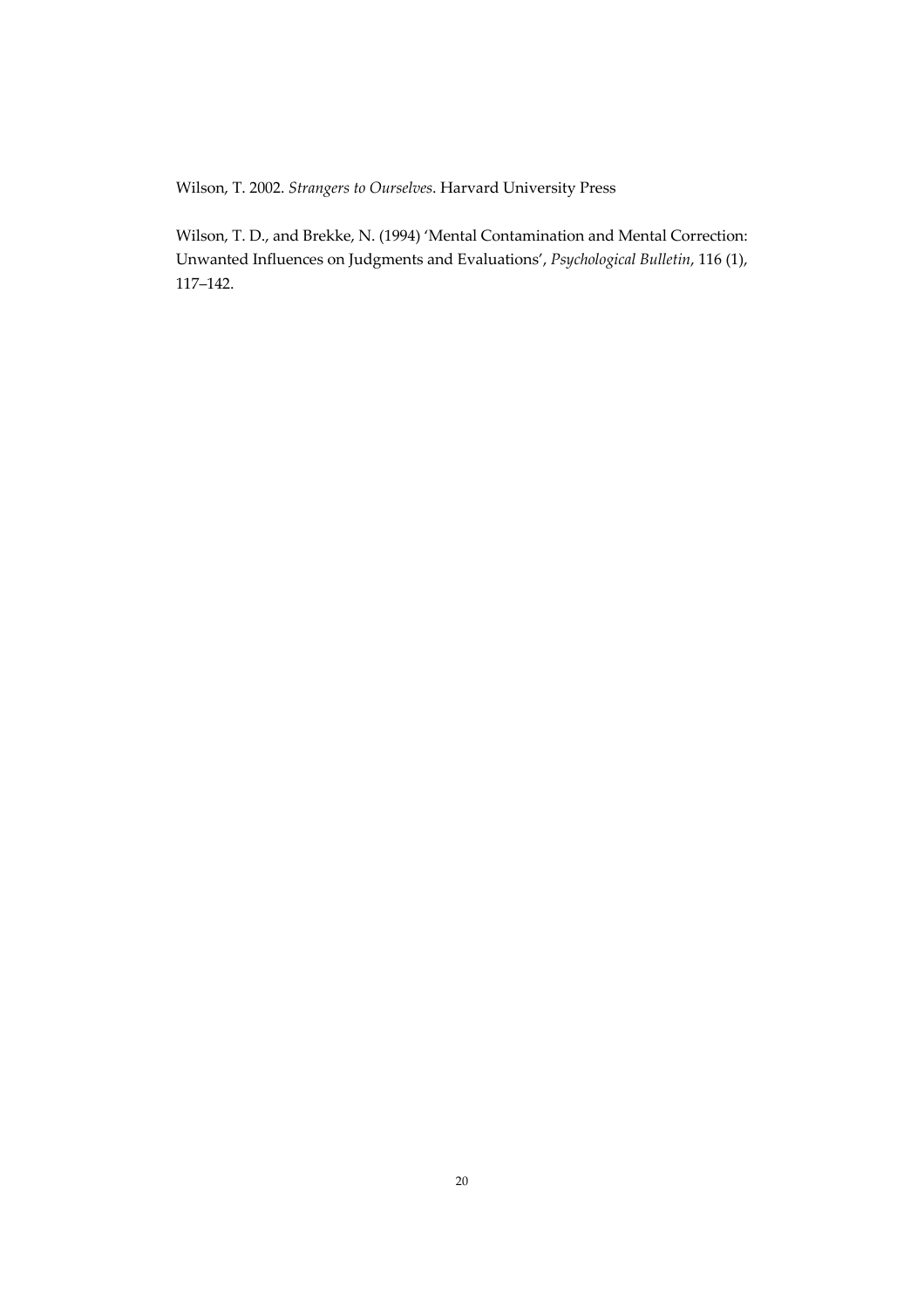Wilson, T. 2002. *Strangers to Ourselves*. Harvard University Press

Wilson, T. D., and Brekke, N. (1994) 'Mental Contamination and Mental Correction: Unwanted Influences on Judgments and Evaluations', *Psychological Bulletin*, 116 (1), 117–142.